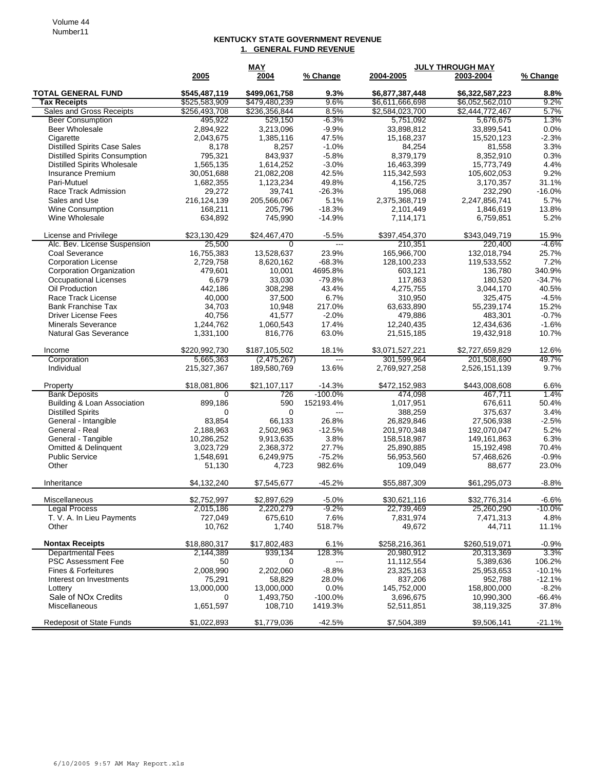Volume 44
Number11

# KENTUCKY STATE GOVERNMENT REVENUE

## 1. GENERAL FUND REVENUE

| | MAY | | | JULY THROUGH MAY | | |
|---|---|---|---|---|---|---|
| | 2005 | 2004 | % Change | 2004-2005 | 2003-2004 | % Change |
| **TOTAL GENERAL FUND** | **$545,487,119** | **$499,061,758** | **9.3%** | **$6,877,387,448** | **$6,322,587,223** | **8.8%** |
| **Tax Receipts** | $525,583,909 | $479,480,239 | 9.6% | $6,611,666,698 | $6,052,562,010 | 9.2% |
| Sales and Gross Receipts | $256,493,708 | $236,356,844 | 8.5% | $2,584,023,700 | $2,444,772,467 | 5.7% |
| Beer Consumption | 495,922 | 529,150 | -6.3% | 5,751,092 | 5,676,675 | 1.3% |
| Beer Wholesale | 2,894,922 | 3,213,096 | -9.9% | 33,898,812 | 33,899,541 | 0.0% |
| Cigarette | 2,043,675 | 1,385,116 | 47.5% | 15,168,237 | 15,520,123 | -2.3% |
| Distilled Spirits Case Sales | 8,178 | 8,257 | -1.0% | 84,254 | 81,558 | 3.3% |
| Distilled Spirits Consumption | 795,321 | 843,937 | -5.8% | 8,379,179 | 8,352,910 | 0.3% |
| Distilled Spirits Wholesale | 1,565,135 | 1,614,252 | -3.0% | 16,463,399 | 15,773,749 | 4.4% |
| Insurance Premium | 30,051,688 | 21,082,208 | 42.5% | 115,342,593 | 105,602,053 | 9.2% |
| Pari-Mutuel | 1,682,355 | 1,123,234 | 49.8% | 4,156,725 | 3,170,357 | 31.1% |
| Race Track Admission | 29,272 | 39,741 | -26.3% | 195,068 | 232,290 | -16.0% |
| Sales and Use | 216,124,139 | 205,566,067 | 5.1% | 2,375,368,719 | 2,247,856,741 | 5.7% |
| Wine Consumption | 168,211 | 205,796 | -18.3% | 2,101,449 | 1,846,619 | 13.8% |
| Wine Wholesale | 634,892 | 745,990 | -14.9% | 7,114,171 | 6,759,851 | 5.2% |
| License and Privilege | $23,130,429 | $24,467,470 | -5.5% | $397,454,370 | $343,049,719 | 15.9% |
| Alc. Bev. License Suspension | 25,500 | 0 | --- | 210,351 | 220,400 | -4.6% |
| Coal Severance | 16,755,383 | 13,528,637 | 23.9% | 165,966,700 | 132,018,794 | 25.7% |
| Corporation License | 2,729,758 | 8,620,162 | -68.3% | 128,100,233 | 119,533,552 | 7.2% |
| Corporation Organization | 479,601 | 10,001 | 4695.8% | 603,121 | 136,780 | 340.9% |
| Occupational Licenses | 6,679 | 33,030 | -79.8% | 117,863 | 180,520 | -34.7% |
| Oil Production | 442,186 | 308,298 | 43.4% | 4,275,755 | 3,044,170 | 40.5% |
| Race Track License | 40,000 | 37,500 | 6.7% | 310,950 | 325,475 | -4.5% |
| Bank Franchise Tax | 34,703 | 10,948 | 217.0% | 63,633,890 | 55,239,174 | 15.2% |
| Driver License Fees | 40,756 | 41,577 | -2.0% | 479,886 | 483,301 | -0.7% |
| Minerals Severance | 1,244,762 | 1,060,543 | 17.4% | 12,240,435 | 12,434,636 | -1.6% |
| Natural Gas Severance | 1,331,100 | 816,776 | 63.0% | 21,515,185 | 19,432,918 | 10.7% |
| Income | $220,992,730 | $187,105,502 | 18.1% | $3,071,527,221 | $2,727,659,829 | 12.6% |
| Corporation | 5,665,363 | (2,475,267) | --- | 301,599,964 | 201,508,690 | 49.7% |
| Individual | 215,327,367 | 189,580,769 | 13.6% | 2,769,927,258 | 2,526,151,139 | 9.7% |
| Property | $18,081,806 | $21,107,117 | -14.3% | $472,152,983 | $443,008,608 | 6.6% |
| Bank Deposits | 0 | 726 | -100.0% | 474,098 | 467,711 | 1.4% |
| Building & Loan Association | 899,186 | 590 | 152193.4% | 1,017,951 | 676,611 | 50.4% |
| Distilled Spirits | 0 | 0 | --- | 388,259 | 375,637 | 3.4% |
| General - Intangible | 83,854 | 66,133 | 26.8% | 26,829,846 | 27,506,938 | -2.5% |
| General - Real | 2,188,963 | 2,502,963 | -12.5% | 201,970,348 | 192,070,047 | 5.2% |
| General - Tangible | 10,286,252 | 9,913,635 | 3.8% | 158,518,987 | 149,161,863 | 6.3% |
| Omitted & Delinquent | 3,023,729 | 2,368,372 | 27.7% | 25,890,885 | 15,192,498 | 70.4% |
| Public Service | 1,548,691 | 6,249,975 | -75.2% | 56,953,560 | 57,468,626 | -0.9% |
| Other | 51,130 | 4,723 | 982.6% | 109,049 | 88,677 | 23.0% |
| Inheritance | $4,132,240 | $7,545,677 | -45.2% | $55,887,309 | $61,295,073 | -8.8% |
| Miscellaneous | $2,752,997 | $2,897,629 | -5.0% | $30,621,116 | $32,776,314 | -6.6% |
| Legal Process | 2,015,186 | 2,220,279 | -9.2% | 22,739,469 | 25,260,290 | -10.0% |
| T. V. A. In Lieu Payments | 727,049 | 675,610 | 7.6% | 7,831,974 | 7,471,313 | 4.8% |
| Other | 10,762 | 1,740 | 518.7% | 49,672 | 44,711 | 11.1% |
| **Nontax Receipts** | $18,880,317 | $17,802,483 | 6.1% | $258,216,361 | $260,519,071 | -0.9% |
| Departmental Fees | 2,144,389 | 939,134 | 128.3% | 20,980,912 | 20,313,369 | 3.3% |
| PSC Assessment Fee | 50 | 0 | --- | 11,112,554 | 5,389,636 | 106.2% |
| Fines & Forfeitures | 2,008,990 | 2,202,060 | -8.8% | 23,325,163 | 25,953,653 | -10.1% |
| Interest on Investments | 75,291 | 58,829 | 28.0% | 837,206 | 952,788 | -12.1% |
| Lottery | 13,000,000 | 13,000,000 | 0.0% | 145,752,000 | 158,800,000 | -8.2% |
| Sale of NOx Credits | 0 | 1,493,750 | -100.0% | 3,696,675 | 10,990,300 | -66.4% |
| Miscellaneous | 1,651,597 | 108,710 | 1419.3% | 52,511,851 | 38,119,325 | 37.8% |
| Redeposit of State Funds | $1,022,893 | $1,779,036 | -42.5% | $7,504,389 | $9,506,141 | -21.1% |

6/10/2005 9:57 AM May Report.xls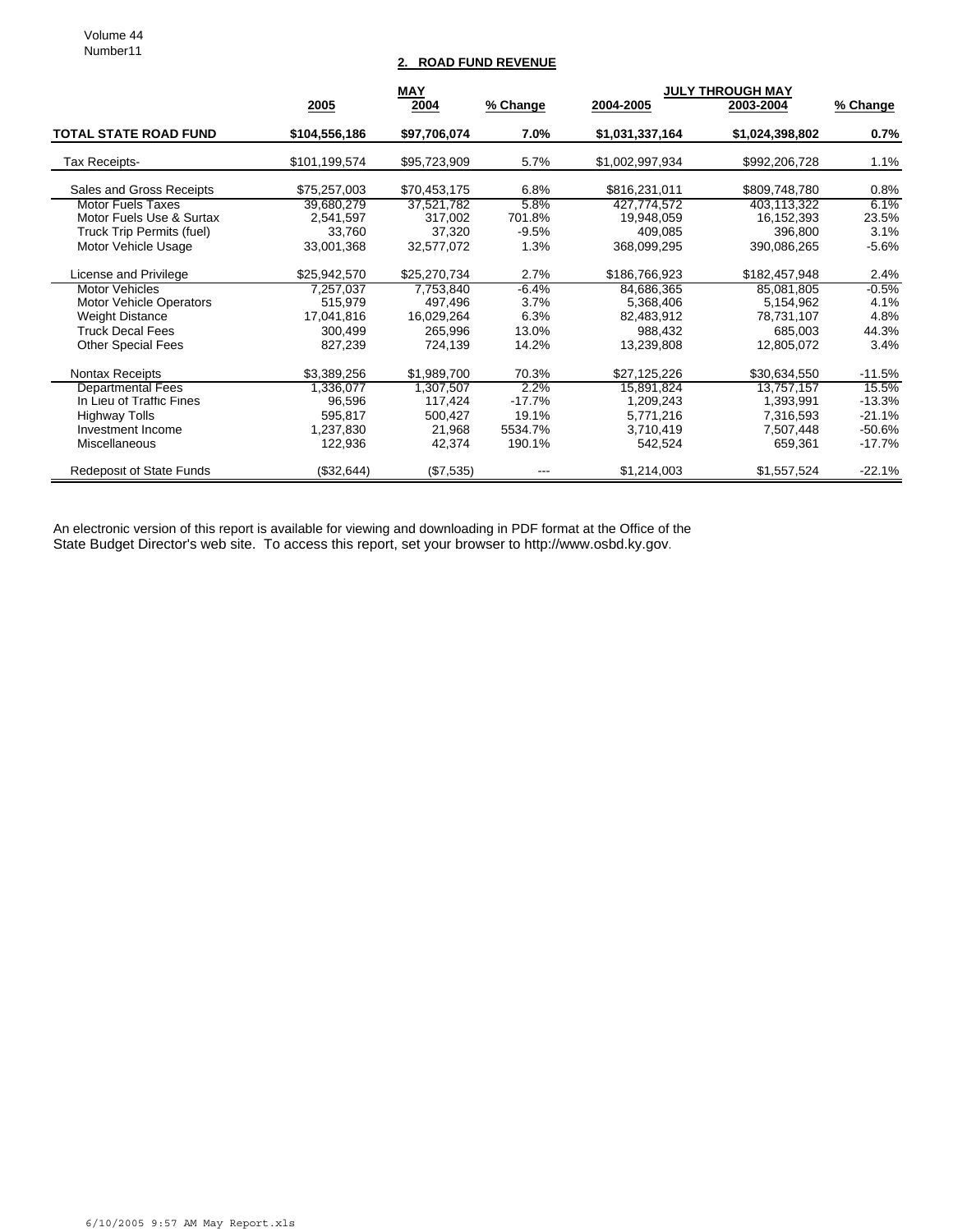## 2. ROAD FUND REVENUE

| | MAY 2005 | MAY 2004 | % Change | JULY THROUGH MAY 2004-2005 | JULY THROUGH MAY 2003-2004 | % Change |
|---|---|---|---|---|---|---|
| **TOTAL STATE ROAD FUND** | **$104,556,186** | **$97,706,074** | **7.0%** | **$1,031,337,164** | **$1,024,398,802** | **0.7%** |
| Tax Receipts- | $101,199,574 | $95,723,909 | 5.7% | $1,002,997,934 | $992,206,728 | 1.1% |
| Sales and Gross Receipts | $75,257,003 | $70,453,175 | 6.8% | $816,231,011 | $809,748,780 | 0.8% |
| Motor Fuels Taxes | 39,680,279 | 37,521,782 | 5.8% | 427,774,572 | 403,113,322 | 6.1% |
| Motor Fuels Use & Surtax | 2,541,597 | 317,002 | 701.8% | 19,948,059 | 16,152,393 | 23.5% |
| Truck Trip Permits (fuel) | 33,760 | 37,320 | -9.5% | 409,085 | 396,800 | 3.1% |
| Motor Vehicle Usage | 33,001,368 | 32,577,072 | 1.3% | 368,099,295 | 390,086,265 | -5.6% |
| License and Privilege | $25,942,570 | $25,270,734 | 2.7% | $186,766,923 | $182,457,948 | 2.4% |
| Motor Vehicles | 7,257,037 | 7,753,840 | -6.4% | 84,686,365 | 85,081,805 | -0.5% |
| Motor Vehicle Operators | 515,979 | 497,496 | 3.7% | 5,368,406 | 5,154,962 | 4.1% |
| Weight Distance | 17,041,816 | 16,029,264 | 6.3% | 82,483,912 | 78,731,107 | 4.8% |
| Truck Decal Fees | 300,499 | 265,996 | 13.0% | 988,432 | 685,003 | 44.3% |
| Other Special Fees | 827,239 | 724,139 | 14.2% | 13,239,808 | 12,805,072 | 3.4% |
| Nontax Receipts | $3,389,256 | $1,989,700 | 70.3% | $27,125,226 | $30,634,550 | -11.5% |
| Departmental Fees | 1,336,077 | 1,307,507 | 2.2% | 15,891,824 | 13,757,157 | 15.5% |
| In Lieu of Traffic Fines | 96,596 | 117,424 | -17.7% | 1,209,243 | 1,393,991 | -13.3% |
| Highway Tolls | 595,817 | 500,427 | 19.1% | 5,771,216 | 7,316,593 | -21.1% |
| Investment Income | 1,237,830 | 21,968 | 5534.7% | 3,710,419 | 7,507,448 | -50.6% |
| Miscellaneous | 122,936 | 42,374 | 190.1% | 542,524 | 659,361 | -17.7% |
| Redeposit of State Funds | ($32,644) | ($7,535) | --- | $1,214,003 | $1,557,524 | -22.1% |

An electronic version of this report is available for viewing and downloading in PDF format at the Office of the State Budget Director's web site. To access this report, set your browser to http://www.osbd.ky.gov.